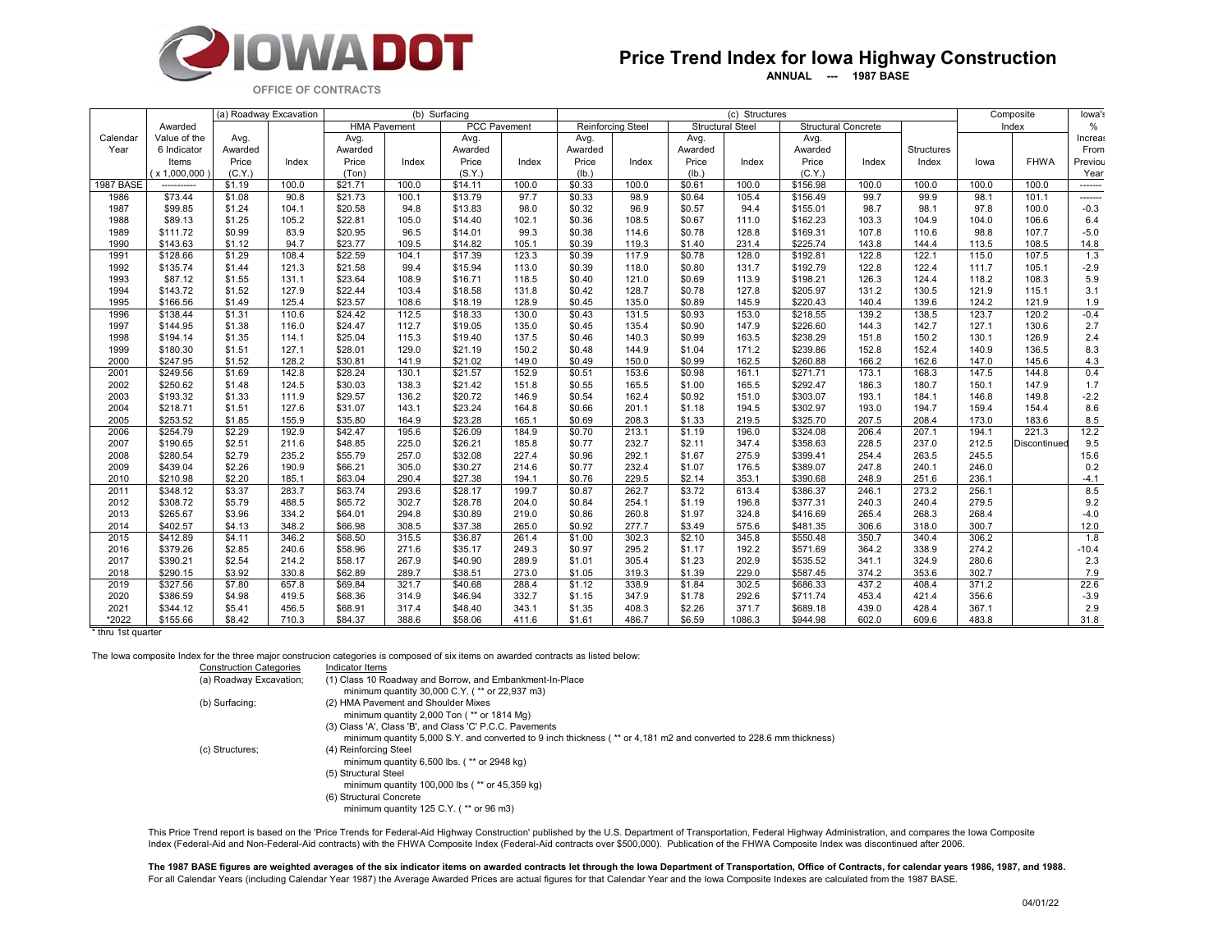# Price Trend Index for Iowa Highway Construction

**ANNUAL --- 1987 BASE**

OFFICE OF CONTRACTS

| | | (a) Roadway Excavation | | (b) Surfacing | | | | (c) Structures | | | | | | | Composite | | Iowa's |
|---|---|---|---|---|---|---|---|---|---|---|---|---|---|---|---|---|---|
| | | | | HMA Pavement | | PCC Pavement | | Reinforcing Steel | | Structural Steel | | Structural Concrete | | | Index | | |
| Calendar Year | Awarded Value of the 6 Indicator Items (x 1,000,000) | Avg. Awarded Price (C.Y.) | Index | Avg. Awarded Price (Ton) | Index | Avg. Awarded Price (S.Y.) | Index | Avg. Awarded Price (lb.) | Index | Avg. Awarded Price (lb.) | Index | Avg. Awarded Price (C.Y.) | Index | Structures Index | Iowa | FHWA | % Increase From Previous Year |
| 1987 BASE | ----------- | $1.19 | 100.0 | $21.71 | 100.0 | $14.11 | 100.0 | $0.33 | 100.0 | $0.61 | 100.0 | $156.98 | 100.0 | 100.0 | 100.0 | 100.0 | ------- |
| 1986 | $73.44 | $1.08 | 90.8 | $21.73 | 100.1 | $13.79 | 97.7 | $0.33 | 98.9 | $0.64 | 105.4 | $156.49 | 99.7 | 99.9 | 98.1 | 101.1 | ------- |
| 1987 | $99.85 | $1.24 | 104.1 | $20.58 | 94.8 | $13.83 | 98.0 | $0.32 | 96.9 | $0.57 | 94.4 | $155.01 | 98.7 | 98.1 | 97.8 | 100.0 | -0.3 |
| 1988 | $89.13 | $1.25 | 105.2 | $22.81 | 105.0 | $14.40 | 102.1 | $0.36 | 108.5 | $0.67 | 111.0 | $162.23 | 103.3 | 104.9 | 104.0 | 106.6 | 6.4 |
| 1989 | $111.72 | $0.99 | 83.9 | $20.95 | 96.5 | $14.01 | 99.3 | $0.38 | 114.6 | $0.78 | 128.8 | $169.31 | 107.8 | 110.6 | 98.8 | 107.7 | -5.0 |
| 1990 | $143.63 | $1.12 | 94.7 | $23.77 | 109.5 | $14.82 | 105.1 | $0.39 | 119.3 | $1.40 | 231.4 | $225.74 | 143.8 | 144.4 | 113.5 | 108.5 | 14.8 |
| 1991 | $128.66 | $1.29 | 108.4 | $22.59 | 104.1 | $17.39 | 123.3 | $0.39 | 117.9 | $0.78 | 128.0 | $192.81 | 122.8 | 122.1 | 115.0 | 107.5 | 1.3 |
| 1992 | $135.74 | $1.44 | 121.3 | $21.58 | 99.4 | $15.94 | 113.0 | $0.39 | 118.0 | $0.80 | 131.7 | $192.79 | 122.8 | 122.4 | 111.7 | 105.1 | -2.9 |
| 1993 | $87.12 | $1.55 | 131.1 | $23.64 | 108.9 | $16.71 | 118.5 | $0.40 | 121.0 | $0.69 | 113.9 | $198.21 | 126.3 | 124.4 | 118.2 | 108.3 | 5.9 |
| 1994 | $143.72 | $1.52 | 127.9 | $22.44 | 103.4 | $18.58 | 131.8 | $0.42 | 128.7 | $0.78 | 127.8 | $205.97 | 131.2 | 130.5 | 121.9 | 115.1 | 3.1 |
| 1995 | $166.56 | $1.49 | 125.4 | $23.57 | 108.6 | $18.19 | 128.9 | $0.45 | 135.0 | $0.89 | 145.9 | $220.43 | 140.4 | 139.6 | 124.2 | 121.9 | 1.9 |
| 1996 | $138.44 | $1.31 | 110.6 | $24.42 | 112.5 | $18.33 | 130.0 | $0.43 | 131.5 | $0.93 | 153.0 | $218.55 | 139.2 | 138.5 | 123.7 | 120.2 | -0.4 |
| 1997 | $144.95 | $1.38 | 116.0 | $24.47 | 112.7 | $19.05 | 135.0 | $0.45 | 135.4 | $0.90 | 147.9 | $226.60 | 144.3 | 142.7 | 127.1 | 130.6 | 2.7 |
| 1998 | $194.14 | $1.35 | 114.1 | $25.04 | 115.3 | $19.40 | 137.5 | $0.46 | 140.3 | $0.99 | 163.5 | $238.29 | 151.8 | 150.2 | 130.1 | 126.9 | 2.4 |
| 1999 | $180.30 | $1.51 | 127.1 | $28.01 | 129.0 | $21.19 | 150.2 | $0.48 | 144.9 | $1.04 | 171.2 | $239.86 | 152.8 | 152.4 | 140.9 | 136.5 | 8.3 |
| 2000 | $247.95 | $1.52 | 128.2 | $30.81 | 141.9 | $21.02 | 149.0 | $0.49 | 150.0 | $0.99 | 162.5 | $260.88 | 166.2 | 162.6 | 147.0 | 145.6 | 4.3 |
| 2001 | $249.56 | $1.69 | 142.8 | $28.24 | 130.1 | $21.57 | 152.9 | $0.51 | 153.6 | $0.98 | 161.1 | $271.71 | 173.1 | 168.3 | 147.5 | 144.8 | 0.4 |
| 2002 | $250.62 | $1.48 | 124.5 | $30.03 | 138.3 | $21.42 | 151.8 | $0.55 | 165.5 | $1.00 | 165.5 | $292.47 | 186.3 | 180.7 | 150.1 | 147.9 | 1.7 |
| 2003 | $193.32 | $1.33 | 111.9 | $29.57 | 136.2 | $20.72 | 146.9 | $0.54 | 162.4 | $0.92 | 151.0 | $303.07 | 193.1 | 184.1 | 146.8 | 149.8 | -2.2 |
| 2004 | $218.71 | $1.51 | 127.6 | $31.07 | 143.1 | $23.24 | 164.8 | $0.66 | 201.1 | $1.18 | 194.5 | $302.97 | 193.0 | 194.7 | 159.4 | 154.4 | 8.6 |
| 2005 | $253.52 | $1.85 | 155.9 | $35.80 | 164.9 | $23.28 | 165.1 | $0.69 | 208.3 | $1.33 | 219.5 | $325.70 | 207.5 | 208.4 | 173.0 | 183.6 | 8.5 |
| 2006 | $254.79 | $2.29 | 192.9 | $42.47 | 195.6 | $26.09 | 184.9 | $0.70 | 213.1 | $1.19 | 196.0 | $324.08 | 206.4 | 207.1 | 194.1 | 221.3 | 12.2 |
| 2007 | $190.65 | $2.51 | 211.6 | $48.85 | 225.0 | $26.21 | 185.8 | $0.77 | 232.7 | $2.11 | 347.4 | $358.63 | 228.5 | 237.0 | 212.5 | Discontinued | 9.5 |
| 2008 | $280.54 | $2.79 | 235.2 | $55.79 | 257.0 | $32.08 | 227.4 | $0.96 | 292.1 | $1.67 | 275.9 | $399.41 | 254.4 | 263.5 | 245.5 | | 15.6 |
| 2009 | $439.04 | $2.26 | 190.9 | $66.21 | 305.0 | $30.27 | 214.6 | $0.77 | 232.4 | $1.07 | 176.5 | $389.07 | 247.8 | 240.1 | 246.0 | | 0.2 |
| 2010 | $210.98 | $2.20 | 185.1 | $63.04 | 290.4 | $27.38 | 194.1 | $0.76 | 229.5 | $2.14 | 353.1 | $390.68 | 248.9 | 251.6 | 236.1 | | -4.1 |
| 2011 | $348.12 | $3.37 | 283.7 | $63.74 | 293.6 | $28.17 | 199.7 | $0.87 | 262.7 | $3.72 | 613.4 | $386.37 | 246.1 | 273.2 | 256.1 | | 8.5 |
| 2012 | $308.72 | $5.79 | 488.5 | $65.72 | 302.7 | $28.78 | 204.0 | $0.84 | 254.1 | $1.19 | 196.8 | $377.31 | 240.3 | 240.4 | 279.5 | | 9.2 |
| 2013 | $265.67 | $3.96 | 334.2 | $64.01 | 294.8 | $30.89 | 219.0 | $0.86 | 260.8 | $1.97 | 324.8 | $416.69 | 265.4 | 268.3 | 268.4 | | -4.0 |
| 2014 | $402.57 | $4.13 | 348.2 | $66.98 | 308.5 | $37.38 | 265.0 | $0.92 | 277.7 | $3.49 | 575.6 | $481.35 | 306.6 | 318.0 | 300.7 | | 12.0 |
| 2015 | $412.89 | $4.11 | 346.2 | $68.50 | 315.5 | $36.87 | 261.4 | $1.00 | 302.3 | $2.10 | 345.8 | $550.48 | 350.7 | 340.4 | 306.2 | | 1.8 |
| 2016 | $379.26 | $2.85 | 240.6 | $58.96 | 271.6 | $35.17 | 249.3 | $0.97 | 295.2 | $1.17 | 192.2 | $571.69 | 364.2 | 338.9 | 274.2 | | -10.4 |
| 2017 | $390.21 | $2.54 | 214.2 | $58.17 | 267.9 | $40.90 | 289.9 | $1.01 | 305.4 | $1.23 | 202.9 | $535.52 | 341.1 | 324.9 | 280.6 | | 2.3 |
| 2018 | $290.15 | $3.92 | 330.8 | $62.89 | 289.7 | $38.51 | 273.0 | $1.05 | 319.3 | $1.39 | 229.0 | $587.45 | 374.2 | 353.6 | 302.7 | | 7.9 |
| 2019 | $327.56 | $7.80 | 657.8 | $69.84 | 321.7 | $40.68 | 288.4 | $1.12 | 338.9 | $1.84 | 302.5 | $686.33 | 437.2 | 408.4 | 371.2 | | 22.6 |
| 2020 | $386.59 | $4.98 | 419.5 | $68.36 | 314.9 | $46.94 | 332.7 | $1.15 | 347.9 | $1.78 | 292.6 | $711.74 | 453.4 | 421.4 | 356.6 | | -3.9 |
| 2021 | $344.12 | $5.41 | 456.5 | $68.91 | 317.4 | $48.40 | 343.1 | $1.35 | 408.3 | $2.26 | 371.7 | $689.18 | 439.0 | 428.4 | 367.1 | | 2.9 |
| *2022 | $155.66 | $8.42 | 710.3 | $84.37 | 388.6 | $58.06 | 411.6 | $1.61 | 486.7 | $6.59 | 1086.3 | $944.98 | 602.0 | 609.6 | 483.8 | | 31.8 |

* thru 1st quarter

The Iowa composite Index for the three major construcion categories is composed of six items on awarded contracts as listed below:

| Construction Categories | Indicator Items |
|---|---|
| (a) Roadway Excavation; | (1) Class 10 Roadway and Borrow, and Embankment-In-Place<br>minimum quantity 30,000 C.Y. ( ** or 22,937 m3) |
| (b) Surfacing; | (2) HMA Pavement and Shoulder Mixes<br>minimum quantity 2,000 Ton ( ** or 1814 Mg)<br>(3) Class 'A', Class 'B', and Class 'C' P.C.C. Pavements<br>minimum quantity 5,000 S.Y. and converted to 9 inch thickness ( ** or 4,181 m2 and converted to 228.6 mm thickness) |
| (c) Structures; | (4) Reinforcing Steel<br>minimum quantity 6,500 lbs. ( ** or 2948 kg)<br>(5) Structural Steel<br>minimum quantity 100,000 lbs ( ** or 45,359 kg)<br>(6) Structural Concrete<br>minimum quantity 125 C.Y. ( ** or 96 m3) |

This Price Trend report is based on the 'Price Trends for Federal-Aid Highway Construction' published by the U.S. Department of Transportation, Federal Highway Administration, and compares the Iowa Composite Index (Federal-Aid and Non-Federal-Aid contracts) with the FHWA Composite Index (Federal-Aid contracts over $500,000). Publication of the FHWA Composite Index was discontinued after 2006.

**The 1987 BASE figures are weighted averages of the six indicator items on awarded contracts let through the Iowa Department of Transportation, Office of Contracts, for calendar years 1986, 1987, and 1988.**
For all Calendar Years (including Calendar Year 1987) the Average Awarded Prices are actual figures for that Calendar Year and the Iowa Composite Indexes are calculated from the 1987 BASE.

04/01/22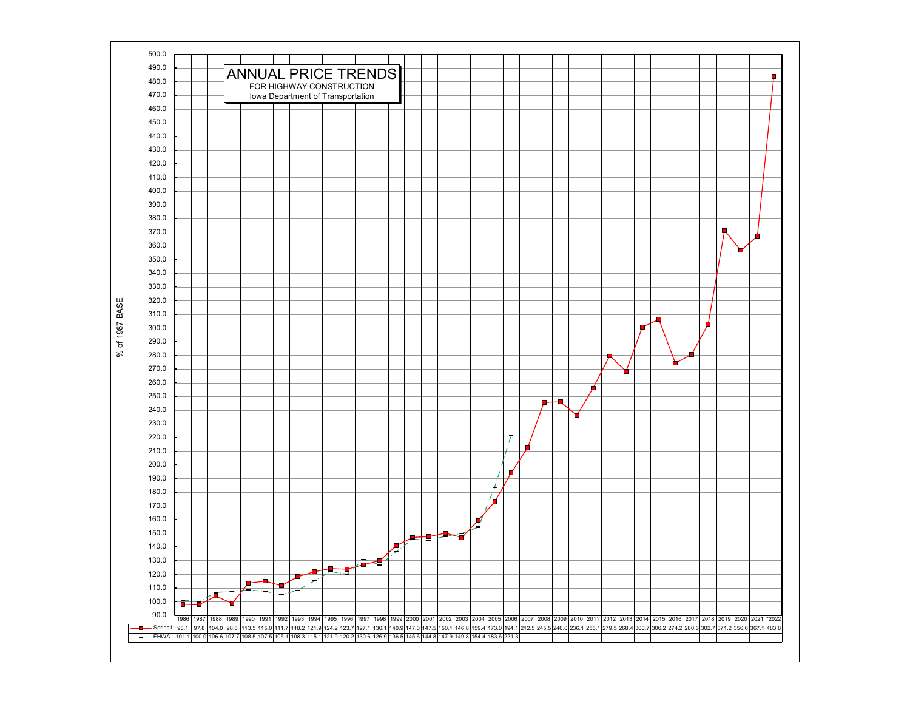# ANNUAL PRICE TRENDS

FOR HIGHWAY CONSTRUCTION

Iowa Department of Transportation

% of 1987 BASE

| | 1986 | 1987 | 1988 | 1989 | 1990 | 1991 | 1992 | 1993 | 1994 | 1995 | 1996 | 1997 | 1998 | 1999 | 2000 | 2001 | 2002 | 2003 | 2004 | 2005 | 2006 | 2007 | 2008 | 2009 | 2010 | 2011 | 2012 | 2013 | 2014 | 2015 | 2016 | 2017 | 2018 | 2019 | 2020 | 2021 | *2022 |
|---|---|---|---|---|---|---|---|---|---|---|---|---|---|---|---|---|---|---|---|---|---|---|---|---|---|---|---|---|---|---|---|---|---|---|---|---|---|
| Series1 | 98.1 | 97.8 | 104.0 | 98.8 | 113.5 | 115.0 | 111.7 | 118.2 | 121.9 | 124.2 | 123.7 | 127.1 | 130.1 | 140.9 | 147.0 | 147.5 | 150.1 | 146.8 | 159.4 | 173.0 | 194.1 | 212.5 | 245.5 | 246.0 | 236.1 | 256.1 | 279.5 | 268.4 | 300.7 | 306.2 | 274.2 | 280.6 | 302.7 | 371.2 | 356.6 | 367.1 | 483.8 |
| FHWA | 101.1 | 100.0 | 106.6 | 107.7 | 108.5 | 107.5 | 105.1 | 108.3 | 115.1 | 121.9 | 120.2 | 130.6 | 126.9 | 136.5 | 145.6 | 144.8 | 147.9 | 149.8 | 154.4 | 183.6 | 221.3 | | | | | | | | | | | | | | | | |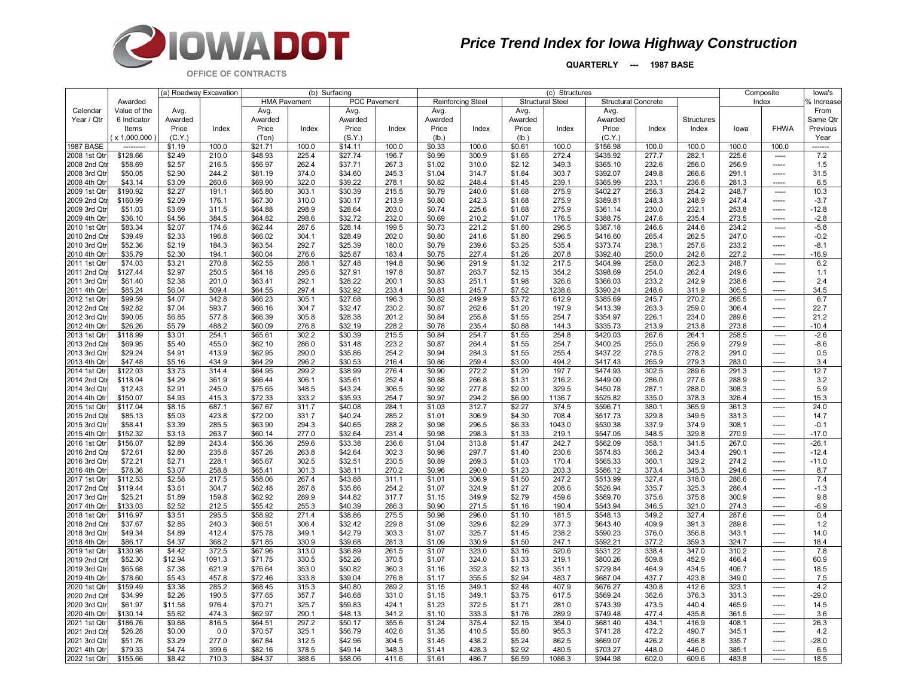# Price Trend Index for Iowa Highway Construction

**QUARTERLY --- 1987 BASE**

OFFICE OF CONTRACTS

| Calendar Year / Qtr | Awarded Value of the 6 Indicator Items ( x 1,000,000 ) | (a) Roadway Excavation | | (b) Surfacing | | | | (c) Structures | | | | | | | Composite Index | | Iowa's % Increase From Same Qtr Previous Year |
|---|---|---|---|---|---|---|---|---|---|---|---|---|---|---|---|---|---|
| | | | | HMA Pavement | | PCC Pavement | | Reinforcing Steel | | Structural Steel | | Structural Concrete | | | | | |
| | | Avg. Awarded Price (C.Y.) | Index | Avg. Awarded Price (Ton) | Index | Avg. Awarded Price (S.Y.) | Index | Avg. Awarded Price (lb.) | Index | Avg. Awarded Price (lb.) | Index | Avg. Awarded Price (C.Y.) | Index | Structures Index | Iowa | FHWA | |
| 1987 BASE | --------- | $1.19 | 100.0 | $21.71 | 100.0 | $14.11 | 100.0 | $0.33 | 100.0 | $0.61 | 100.0 | $156.98 | 100.0 | 100.0 | 100.0 | 100.0 | ------- |
| 2008 1st Qtr | $128.66 | $2.49 | 210.0 | $48.93 | 225.4 | $27.74 | 196.7 | $0.99 | 300.9 | $1.65 | 272.4 | $435.92 | 277.7 | 282.1 | 225.6 | ----- | 7.2 |
| 2008 2nd Qtr | $58.69 | $2.57 | 216.5 | $56.97 | 262.4 | $37.71 | 267.3 | $1.02 | 310.0 | $2.12 | 349.3 | $365.10 | 232.6 | 256.0 | 256.9 | ----- | 1.5 |
| 2008 3rd Qtr | $50.05 | $2.90 | 244.2 | $81.19 | 374.0 | $34.60 | 245.3 | $1.04 | 314.7 | $1.84 | 303.7 | $392.07 | 249.8 | 266.6 | 291.1 | ----- | 31.5 |
| 2008 4th Qtr | $43.14 | $3.09 | 260.6 | $69.90 | 322.0 | $39.22 | 278.1 | $0.82 | 248.4 | $1.45 | 239.1 | $365.99 | 233.1 | 236.6 | 281.3 | ----- | 6.5 |
| 2009 1st Qtr | $190.92 | $2.27 | 191.1 | $65.80 | 303.1 | $30.39 | 215.5 | $0.79 | 240.0 | $1.68 | 275.9 | $402.27 | 256.3 | 254.2 | 248.7 | ----- | 10.3 |
| 2009 2nd Qtr | $160.99 | $2.09 | 176.1 | $67.30 | 310.0 | $30.17 | 213.9 | $0.80 | 242.3 | $1.68 | 275.9 | $389.81 | 248.3 | 248.9 | 247.4 | ----- | -3.7 |
| 2009 3rd Qtr | $51.03 | $3.69 | 311.5 | $64.88 | 298.9 | $28.64 | 203.0 | $0.74 | 225.6 | $1.68 | 275.9 | $361.14 | 230.0 | 232.1 | 253.8 | ----- | -12.8 |
| 2009 4th Qtr | $36.10 | $4.56 | 384.5 | $64.82 | 298.6 | $32.72 | 232.0 | $0.69 | 210.2 | $1.07 | 176.5 | $388.75 | 247.6 | 235.4 | 273.5 | ----- | -2.8 |
| 2010 1st Qtr | $83.34 | $2.07 | 174.6 | $62.44 | 287.6 | $28.14 | 199.5 | $0.73 | 221.2 | $1.80 | 296.5 | $387.18 | 246.6 | 244.6 | 234.2 | ----- | -5.8 |
| 2010 2nd Qtr | $39.49 | $2.33 | 196.8 | $66.02 | 304.1 | $28.49 | 202.0 | $0.80 | 241.6 | $1.80 | 296.5 | $416.60 | 265.4 | 262.5 | 247.0 | ----- | -0.2 |
| 2010 3rd Qtr | $52.36 | $2.19 | 184.3 | $63.54 | 292.7 | $25.39 | 180.0 | $0.79 | 239.6 | $3.25 | 535.4 | $373.74 | 238.1 | 257.6 | 233.2 | ----- | -8.1 |
| 2010 4th Qtr | $35.79 | $2.30 | 194.1 | $60.04 | 276.6 | $25.87 | 183.4 | $0.75 | 227.4 | $1.26 | 207.8 | $392.40 | 250.0 | 242.6 | 227.2 | ----- | -16.9 |
| 2011 1st Qtr | $74.03 | $3.21 | 270.8 | $62.55 | 288.1 | $27.48 | 194.8 | $0.96 | 291.9 | $1.32 | 217.5 | $404.99 | 258.0 | 262.3 | 248.7 | ----- | 6.2 |
| 2011 2nd Qtr | $127.44 | $2.97 | 250.5 | $64.18 | 295.6 | $27.91 | 197.8 | $0.87 | 263.7 | $2.15 | 354.2 | $398.69 | 254.0 | 262.4 | 249.6 | ----- | 1.1 |
| 2011 3rd Qtr | $61.40 | $2.38 | 201.0 | $63.41 | 292.1 | $28.22 | 200.1 | $0.83 | 251.1 | $1.98 | 326.6 | $366.03 | 233.2 | 242.9 | 238.8 | ----- | 2.4 |
| 2011 4th Qtr | $85.24 | $6.04 | 509.4 | $64.55 | 297.4 | $32.92 | 233.4 | $0.81 | 245.7 | $7.52 | 1238.6 | $390.24 | 248.6 | 311.9 | 305.5 | ----- | 34.5 |
| 2012 1st Qtr | $99.59 | $4.07 | 342.8 | $66.23 | 305.1 | $27.68 | 196.3 | $0.82 | 249.9 | $3.72 | 612.9 | $385.69 | 245.7 | 270.2 | 265.5 | ----- | 6.7 |
| 2012 2nd Qtr | $92.82 | $7.04 | 593.7 | $66.16 | 304.7 | $32.47 | 230.2 | $0.87 | 262.6 | $1.20 | 197.9 | $413.39 | 263.3 | 259.0 | 306.4 | ----- | 22.7 |
| 2012 3rd Qtr | $90.05 | $6.85 | 577.8 | $66.39 | 305.8 | $28.38 | 201.2 | $0.84 | 255.8 | $1.55 | 254.7 | $354.97 | 226.1 | 234.0 | 289.6 | ----- | 21.2 |
| 2012 4th Qtr | $26.26 | $5.79 | 488.2 | $60.09 | 276.8 | $32.19 | 228.2 | $0.78 | 235.4 | $0.88 | 144.3 | $335.73 | 213.9 | 213.8 | 273.8 | ----- | -10.4 |
| 2013 1st Qtr | $118.99 | $3.01 | 254.1 | $65.61 | 302.2 | $30.39 | 215.5 | $0.84 | 254.7 | $1.55 | 254.8 | $420.03 | 267.6 | 264.1 | 258.5 | ----- | -2.6 |
| 2013 2nd Qtr | $69.95 | $5.40 | 455.0 | $62.10 | 286.0 | $31.48 | 223.2 | $0.87 | 264.4 | $1.55 | 254.7 | $400.25 | 255.0 | 256.9 | 279.9 | ----- | -8.6 |
| 2013 3rd Qtr | $29.24 | $4.91 | 413.9 | $62.95 | 290.0 | $35.86 | 254.2 | $0.94 | 284.3 | $1.55 | 255.4 | $437.22 | 278.5 | 278.2 | 291.0 | ----- | 0.5 |
| 2013 4th Qtr | $47.48 | $5.16 | 434.9 | $64.29 | 296.2 | $30.53 | 216.4 | $0.86 | 259.4 | $3.00 | 494.2 | $417.43 | 265.9 | 279.3 | 283.0 | ----- | 3.4 |
| 2014 1st Qtr | $122.03 | $3.73 | 314.4 | $64.95 | 299.2 | $38.99 | 276.4 | $0.90 | 272.2 | $1.20 | 197.7 | $474.93 | 302.5 | 289.6 | 291.3 | ----- | 12.7 |
| 2014 2nd Qtr | $118.04 | $4.29 | 361.9 | $66.44 | 306.1 | $35.61 | 252.4 | $0.88 | 266.8 | $1.31 | 216.2 | $449.00 | 286.0 | 277.6 | 288.9 | ----- | 3.2 |
| 2014 3rd Qtr | $12.43 | $2.91 | 245.0 | $75.65 | 348.5 | $43.24 | 306.5 | $0.92 | 277.8 | $2.00 | 329.5 | $450.78 | 287.1 | 288.0 | 308.3 | ----- | 5.9 |
| 2014 4th Qtr | $150.07 | $4.93 | 415.3 | $72.33 | 333.2 | $35.93 | 254.7 | $0.97 | 294.2 | $6.90 | 1136.7 | $525.82 | 335.0 | 378.3 | 326.4 | ----- | 15.3 |
| 2015 1st Qtr | $117.04 | $8.15 | 687.1 | $67.67 | 311.7 | $40.08 | 284.1 | $1.03 | 312.7 | $2.27 | 374.5 | $596.71 | 380.1 | 365.9 | 361.3 | ----- | 24.0 |
| 2015 2nd Qtr | $85.13 | $5.03 | 423.8 | $72.00 | 331.7 | $40.24 | 285.2 | $1.01 | 306.9 | $4.30 | 708.4 | $517.73 | 329.8 | 349.5 | 331.3 | ----- | 14.7 |
| 2015 3rd Qtr | $58.41 | $3.39 | 285.5 | $63.90 | 294.3 | $40.65 | 288.2 | $0.98 | 296.5 | $6.33 | 1043.0 | $530.38 | 337.9 | 374.9 | 308.1 | ----- | -0.1 |
| 2015 4th Qtr | $152.32 | $3.13 | 263.7 | $60.14 | 277.0 | $32.64 | 231.4 | $0.98 | 298.3 | $1.33 | 219.1 | $547.05 | 348.5 | 329.8 | 270.9 | ----- | -17.0 |
| 2016 1st Qtr | $156.07 | $2.89 | 243.4 | $56.36 | 259.6 | $33.38 | 236.6 | $1.04 | 313.8 | $1.47 | 242.7 | $562.09 | 358.1 | 341.5 | 267.0 | ----- | -26.1 |
| 2016 2nd Qtr | $72.61 | $2.80 | 235.8 | $57.26 | 263.8 | $42.64 | 302.3 | $0.98 | 297.7 | $1.40 | 230.6 | $574.83 | 366.2 | 343.4 | 290.1 | ----- | -12.4 |
| 2016 3rd Qtr | $72.21 | $2.71 | 228.1 | $65.67 | 302.5 | $32.51 | 230.5 | $0.89 | 269.3 | $1.03 | 170.4 | $565.33 | 360.1 | 329.2 | 274.2 | ----- | -11.0 |
| 2016 4th Qtr | $78.36 | $3.07 | 258.8 | $65.41 | 301.3 | $38.11 | 270.2 | $0.96 | 290.0 | $1.23 | 203.3 | $586.12 | 373.4 | 345.3 | 294.6 | ----- | 8.7 |
| 2017 1st Qtr | $112.53 | $2.58 | 217.5 | $58.06 | 267.4 | $43.88 | 311.1 | $1.01 | 306.9 | $1.50 | 247.2 | $513.99 | 327.4 | 318.0 | 286.6 | ----- | 7.4 |
| 2017 2nd Qtr | $119.44 | $3.61 | 304.7 | $62.48 | 287.8 | $35.86 | 254.2 | $1.07 | 324.9 | $1.27 | 208.6 | $526.94 | 335.7 | 325.3 | 286.4 | ----- | -1.3 |
| 2017 3rd Qtr | $25.21 | $1.89 | 159.8 | $62.92 | 289.9 | $44.82 | 317.7 | $1.15 | 349.9 | $2.79 | 459.6 | $589.70 | 375.6 | 375.8 | 300.9 | ----- | 9.8 |
| 2017 4th Qtr | $133.03 | $2.52 | 212.5 | $55.42 | 255.3 | $40.39 | 286.3 | $0.90 | 271.5 | $1.16 | 190.4 | $543.94 | 346.5 | 321.0 | 274.3 | ----- | -6.9 |
| 2018 1st Qtr | $116.97 | $3.51 | 295.5 | $58.92 | 271.4 | $38.86 | 275.5 | $0.98 | 296.0 | $1.10 | 181.5 | $548.13 | 349.2 | 327.4 | 287.6 | ----- | 0.4 |
| 2018 2nd Qtr | $37.67 | $2.85 | 240.3 | $66.51 | 306.4 | $32.42 | 229.8 | $1.09 | 329.6 | $2.29 | 377.3 | $643.40 | 409.9 | 391.3 | 289.8 | ----- | 1.2 |
| 2018 3rd Qtr | $49.34 | $4.89 | 412.4 | $75.78 | 349.1 | $42.79 | 303.3 | $1.07 | 325.7 | $1.45 | 238.2 | $590.23 | 376.0 | 356.8 | 343.1 | ----- | 14.0 |
| 2018 4th Qtr | $86.17 | $4.37 | 368.2 | $71.85 | 330.9 | $39.68 | 281.3 | $1.09 | 330.9 | $1.50 | 247.1 | $592.21 | 377.2 | 359.3 | 324.7 | ----- | 18.4 |
| 2019 1st Qtr | $130.98 | $4.42 | 372.5 | $67.96 | 313.0 | $36.89 | 261.5 | $1.07 | 323.0 | $3.16 | 520.6 | $531.22 | 338.4 | 347.0 | 310.2 | ----- | 7.8 |
| 2019 2nd Qtr | $52.30 | $12.94 | 1091.3 | $71.75 | 330.5 | $52.26 | 370.5 | $1.07 | 324.0 | $1.33 | 219.1 | $800.26 | 509.8 | 452.9 | 466.4 | ----- | 60.9 |
| 2019 3rd Qtr | $65.68 | $7.38 | 621.9 | $76.64 | 353.0 | $50.82 | 360.3 | $1.16 | 352.3 | $2.13 | 351.1 | $729.84 | 464.9 | 434.5 | 406.7 | ----- | 18.5 |
| 2019 4th Qtr | $78.60 | $5.43 | 457.8 | $72.46 | 333.8 | $39.04 | 276.8 | $1.17 | 355.5 | $2.94 | 483.7 | $687.04 | 437.7 | 423.8 | 349.0 | ----- | 7.5 |
| 2020 1st Qtr | $159.49 | $3.38 | 285.2 | $68.45 | 315.3 | $40.80 | 289.2 | $1.15 | 349.1 | $2.48 | 407.9 | $676.27 | 430.8 | 412.6 | 323.1 | ----- | 4.2 |
| 2020 2nd Qtr | $34.99 | $2.26 | 190.5 | $77.65 | 357.7 | $46.68 | 331.0 | $1.15 | 349.1 | $3.75 | 617.5 | $569.24 | 362.6 | 376.3 | 331.3 | ----- | -29.0 |
| 2020 3rd Qtr | $61.97 | $11.58 | 976.4 | $70.71 | 325.7 | $59.83 | 424.1 | $1.23 | 372.5 | $1.71 | 281.0 | $743.39 | 473.5 | 440.4 | 465.9 | ----- | 14.5 |
| 2020 4th Qtr | $130.14 | $5.62 | 474.3 | $62.97 | 290.1 | $48.13 | 341.2 | $1.10 | 333.3 | $1.76 | 289.9 | $749.48 | 477.4 | 435.8 | 361.5 | ----- | 3.6 |
| 2021 1st Qtr | $186.76 | $9.68 | 816.5 | $64.51 | 297.2 | $50.17 | 355.6 | $1.24 | 375.4 | $2.15 | 354.0 | $681.40 | 434.1 | 416.9 | 408.1 | ----- | 26.3 |
| 2021 2nd Qtr | $26.28 | $0.00 | 0.0 | $70.57 | 325.1 | $56.79 | 402.6 | $1.35 | 410.5 | $5.80 | 955.3 | $741.28 | 472.2 | 490.7 | 345.1 | ----- | 4.2 |
| 2021 3rd Qtr | $51.76 | $3.29 | 277.0 | $67.84 | 312.5 | $42.96 | 304.5 | $1.45 | 438.2 | $5.24 | 862.5 | $669.07 | 426.2 | 456.8 | 335.7 | ----- | -28.0 |
| 2021 4th Qtr | $79.33 | $4.74 | 399.6 | $82.16 | 378.5 | $49.14 | 348.3 | $1.41 | 428.3 | $2.92 | 480.5 | $703.27 | 448.0 | 446.0 | 385.1 | ----- | 6.5 |
| 2022 1st Qtr | $155.66 | $8.42 | 710.3 | $84.37 | 388.6 | $58.06 | 411.6 | $1.61 | 486.7 | $6.59 | 1086.3 | $944.98 | 602.0 | 609.6 | 483.8 | ----- | 18.5 |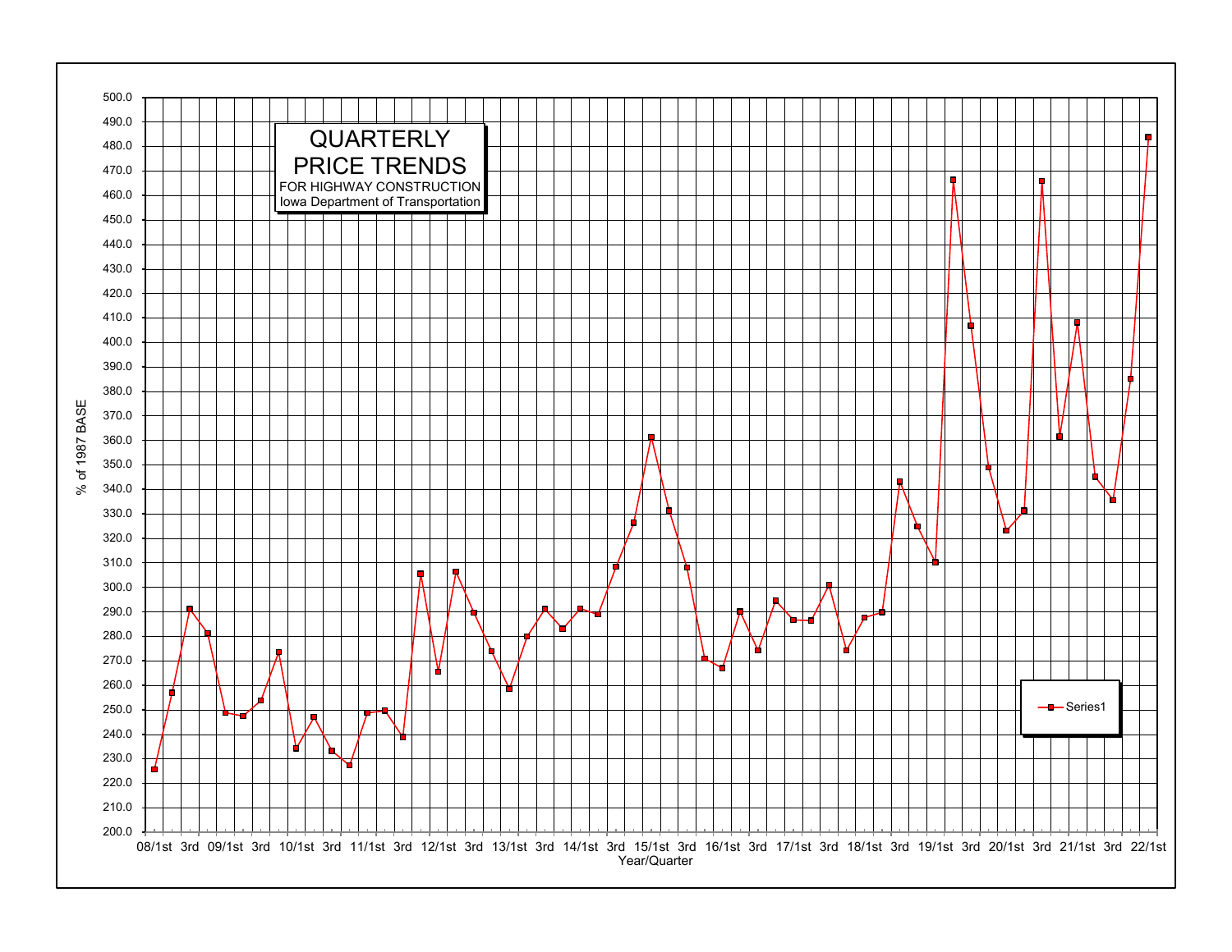# QUARTERLY PRICE TRENDS

FOR HIGHWAY CONSTRUCTION

Iowa Department of Transportation

% of 1987 BASE

Year/Quarter

Series1

| Year/Quarter | % of 1987 BASE |
|---|---|
| 08/1st | 225.5 |
| 08/2nd | 257.0 |
| 08/3rd | 291.0 |
| 08/4th | 281.0 |
| 09/1st | 248.5 |
| 09/2nd | 247.5 |
| 09/3rd | 253.5 |
| 09/4th | 273.5 |
| 10/1st | 234.0 |
| 10/2nd | 247.0 |
| 10/3rd | 233.0 |
| 10/4th | 227.5 |
| 11/1st | 248.5 |
| 11/2nd | 249.5 |
| 11/3rd | 238.5 |
| 11/4th | 305.5 |
| 12/1st | 265.5 |
| 12/2nd | 306.5 |
| 12/3rd | 289.5 |
| 12/4th | 273.5 |
| 13/1st | 258.5 |
| 13/2nd | 280.0 |
| 13/3rd | 291.0 |
| 13/4th | 283.0 |
| 14/1st | 291.0 |
| 14/2nd | 289.0 |
| 14/3rd | 308.5 |
| 14/4th | 326.5 |
| 15/1st | 361.0 |
| 15/2nd | 331.0 |
| 15/3rd | 308.0 |
| 15/4th | 271.0 |
| 16/1st | 267.0 |
| 16/2nd | 290.0 |
| 16/3rd | 274.5 |
| 16/4th | 294.5 |
| 17/1st | 286.5 |
| 17/2nd | 286.5 |
| 17/3rd | 301.0 |
| 17/4th | 274.5 |
| 18/1st | 287.5 |
| 18/2nd | 290.0 |
| 18/3rd | 343.0 |
| 18/4th | 325.0 |
| 19/1st | 310.5 |
| 19/2nd | 466.5 |
| 19/3rd | 407.0 |
| 19/4th | 349.0 |
| 20/1st | 323.0 |
| 20/2nd | 331.0 |
| 20/3rd | 466.0 |
| 20/4th | 361.5 |
| 21/1st | 408.0 |
| 21/2nd | 345.0 |
| 21/3rd | 335.5 |
| 21/4th | 385.0 |
| 22/1st | 483.5 |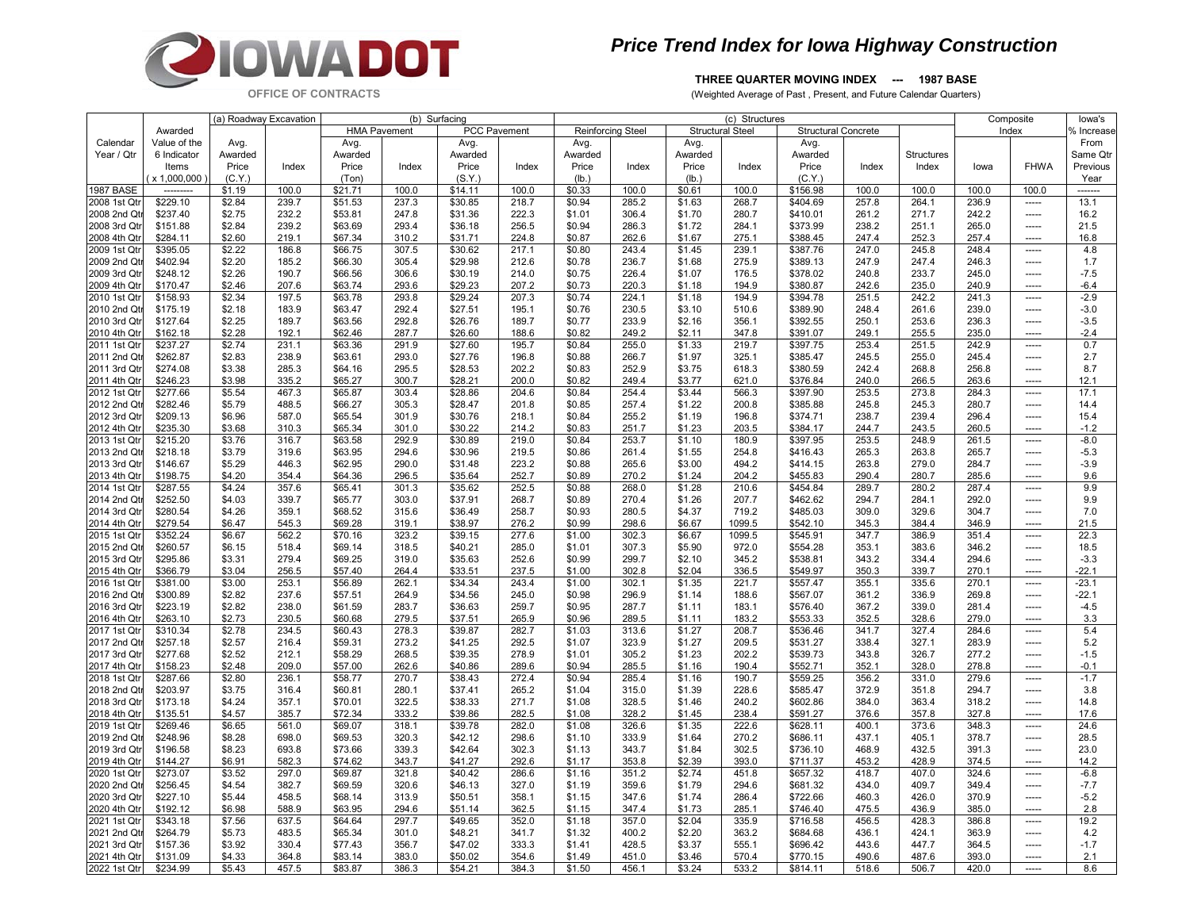# Price Trend Index for Iowa Highway Construction

IOWA DOT
OFFICE OF CONTRACTS

**THREE QUARTER MOVING INDEX --- 1987 BASE**

(Weighted Average of Past , Present, and Future Calendar Quarters)

| Calendar Year / Qtr | Awarded Value of the 6 Indicator Items (x 1,000,000) | (a) Roadway Excavation Avg. Awarded Price (C.Y.) | (a) Roadway Excavation Index | (b) Surfacing HMA Pavement Avg. Awarded Price (Ton) | (b) Surfacing HMA Pavement Index | (b) Surfacing PCC Pavement Avg. Awarded Price (S.Y.) | (b) Surfacing PCC Pavement Index | (c) Structures Reinforcing Steel Avg. Awarded Price (lb.) | (c) Structures Reinforcing Steel Index | (c) Structures Structural Steel Avg. Awarded Price (lb.) | (c) Structures Structural Steel Index | (c) Structures Structural Concrete Avg. Awarded Price (C.Y.) | (c) Structures Structural Concrete Index | Structures Index | Composite Index Iowa | Composite Index FHWA | Iowa's % Increase From Same Qtr Previous Year |
|---|---|---|---|---|---|---|---|---|---|---|---|---|---|---|---|---|---|
| 1987 BASE | --------- | $1.19 | 100.0 | $21.71 | 100.0 | $14.11 | 100.0 | $0.33 | 100.0 | $0.61 | 100.0 | $156.98 | 100.0 | 100.0 | 100.0 | 100.0 | ------- |
| 2008 1st Qtr | $229.10 | $2.84 | 239.7 | $51.53 | 237.3 | $30.85 | 218.7 | $0.94 | 285.2 | $1.63 | 268.7 | $404.69 | 257.8 | 264.1 | 236.9 | ----- | 13.1 |
| 2008 2nd Qtr | $237.40 | $2.75 | 232.2 | $53.81 | 247.8 | $31.36 | 222.3 | $1.01 | 306.4 | $1.70 | 280.7 | $410.01 | 261.2 | 271.7 | 242.2 | ----- | 16.2 |
| 2008 3rd Qtr | $151.88 | $2.84 | 239.2 | $63.69 | 293.4 | $36.18 | 256.5 | $0.94 | 286.3 | $1.72 | 284.1 | $373.99 | 238.2 | 251.1 | 265.0 | ----- | 21.5 |
| 2008 4th Qtr | $284.11 | $2.60 | 219.1 | $67.34 | 310.2 | $31.71 | 224.8 | $0.87 | 262.6 | $1.67 | 275.1 | $388.45 | 247.4 | 252.3 | 257.4 | ----- | 16.8 |
| 2009 1st Qtr | $395.05 | $2.22 | 186.8 | $66.75 | 307.5 | $30.62 | 217.1 | $0.80 | 243.4 | $1.45 | 239.1 | $387.76 | 247.0 | 245.8 | 248.4 | ----- | 4.8 |
| 2009 2nd Qtr | $402.94 | $2.20 | 185.2 | $66.30 | 305.4 | $29.98 | 212.6 | $0.78 | 236.7 | $1.68 | 275.9 | $389.13 | 247.9 | 247.4 | 246.3 | ----- | 1.7 |
| 2009 3rd Qtr | $248.12 | $2.26 | 190.7 | $66.56 | 306.6 | $30.19 | 214.0 | $0.75 | 226.4 | $1.07 | 176.5 | $378.02 | 240.8 | 233.7 | 245.0 | ----- | -7.5 |
| 2009 4th Qtr | $170.47 | $2.46 | 207.6 | $63.74 | 293.6 | $29.23 | 207.2 | $0.73 | 220.3 | $1.18 | 194.9 | $380.87 | 242.6 | 235.0 | 240.9 | ----- | -6.4 |
| 2010 1st Qtr | $158.93 | $2.34 | 197.5 | $63.78 | 293.8 | $29.24 | 207.3 | $0.74 | 224.1 | $1.18 | 194.9 | $394.78 | 251.5 | 242.2 | 241.3 | ----- | -2.9 |
| 2010 2nd Qtr | $175.19 | $2.18 | 183.9 | $63.47 | 292.4 | $27.51 | 195.1 | $0.76 | 230.5 | $3.10 | 510.6 | $389.90 | 248.4 | 261.6 | 239.0 | ----- | -3.0 |
| 2010 3rd Qtr | $127.64 | $2.25 | 189.7 | $63.56 | 292.8 | $26.76 | 189.7 | $0.77 | 233.9 | $2.16 | 356.1 | $392.55 | 250.1 | 253.6 | 236.3 | ----- | -3.5 |
| 2010 4th Qtr | $162.18 | $2.28 | 192.1 | $62.46 | 287.7 | $26.60 | 188.6 | $0.82 | 249.2 | $2.11 | 347.8 | $391.07 | 249.1 | 255.5 | 235.0 | ----- | -2.4 |
| 2011 1st Qtr | $237.27 | $2.74 | 231.1 | $63.36 | 291.9 | $27.60 | 195.7 | $0.84 | 255.0 | $1.33 | 219.7 | $397.75 | 253.4 | 251.5 | 242.9 | ----- | 0.7 |
| 2011 2nd Qtr | $262.87 | $2.83 | 238.9 | $63.61 | 293.0 | $27.76 | 196.8 | $0.88 | 266.7 | $1.97 | 325.1 | $385.47 | 245.5 | 255.0 | 245.4 | ----- | 2.7 |
| 2011 3rd Qtr | $274.08 | $3.38 | 285.3 | $64.16 | 295.5 | $28.53 | 202.2 | $0.83 | 252.9 | $3.75 | 618.3 | $380.59 | 242.4 | 268.8 | 256.8 | ----- | 8.7 |
| 2011 4th Qtr | $246.23 | $3.98 | 335.2 | $65.27 | 300.7 | $28.21 | 200.0 | $0.82 | 249.4 | $3.77 | 621.0 | $376.84 | 240.0 | 266.5 | 263.6 | ----- | 12.1 |
| 2012 1st Qtr | $277.66 | $5.54 | 467.3 | $65.87 | 303.4 | $28.86 | 204.6 | $0.84 | 254.4 | $3.44 | 566.3 | $397.90 | 253.5 | 273.8 | 284.3 | ----- | 17.1 |
| 2012 2nd Qtr | $282.46 | $5.79 | 488.5 | $66.27 | 305.3 | $28.47 | 201.8 | $0.85 | 257.4 | $1.22 | 200.8 | $385.88 | 245.8 | 245.3 | 280.7 | ----- | 14.4 |
| 2012 3rd Qtr | $209.13 | $6.96 | 587.0 | $65.54 | 301.9 | $30.76 | 218.1 | $0.84 | 255.2 | $1.19 | 196.8 | $374.71 | 238.7 | 239.4 | 296.4 | ----- | 15.4 |
| 2012 4th Qtr | $235.30 | $3.68 | 310.3 | $65.34 | 301.0 | $30.22 | 214.2 | $0.83 | 251.7 | $1.23 | 203.5 | $384.17 | 244.7 | 243.5 | 260.5 | ----- | -1.2 |
| 2013 1st Qtr | $215.20 | $3.76 | 316.7 | $63.58 | 292.9 | $30.89 | 219.0 | $0.84 | 253.7 | $1.10 | 180.9 | $397.95 | 253.5 | 248.9 | 261.5 | ----- | -8.0 |
| 2013 2nd Qtr | $218.18 | $3.79 | 319.6 | $63.95 | 294.6 | $30.96 | 219.5 | $0.86 | 261.4 | $1.55 | 254.8 | $416.43 | 265.3 | 263.8 | 265.7 | ----- | -5.3 |
| 2013 3rd Qtr | $146.67 | $5.29 | 446.3 | $62.95 | 290.0 | $31.48 | 223.2 | $0.88 | 265.6 | $3.00 | 494.2 | $414.15 | 263.8 | 279.0 | 284.7 | ----- | -3.9 |
| 2013 4th Qtr | $198.75 | $4.20 | 354.4 | $64.36 | 296.5 | $35.64 | 252.7 | $0.89 | 270.2 | $1.24 | 204.2 | $455.83 | 290.4 | 280.7 | 285.6 | ----- | 9.6 |
| 2014 1st Qtr | $287.55 | $4.24 | 357.6 | $65.41 | 301.3 | $35.62 | 252.5 | $0.88 | 268.0 | $1.28 | 210.6 | $454.84 | 289.7 | 280.2 | 287.4 | ----- | 9.9 |
| 2014 2nd Qtr | $252.50 | $4.03 | 339.7 | $65.77 | 303.0 | $37.91 | 268.7 | $0.89 | 270.4 | $1.26 | 207.7 | $462.62 | 294.7 | 284.1 | 292.0 | ----- | 9.9 |
| 2014 3rd Qtr | $280.54 | $4.26 | 359.1 | $68.52 | 315.6 | $36.49 | 258.7 | $0.93 | 280.5 | $4.37 | 719.2 | $485.03 | 309.0 | 329.6 | 304.7 | ----- | 7.0 |
| 2014 4th Qtr | $279.54 | $6.47 | 545.3 | $69.28 | 319.1 | $38.97 | 276.2 | $0.99 | 298.6 | $6.67 | 1099.5 | $542.10 | 345.3 | 384.4 | 346.9 | ----- | 21.5 |
| 2015 1st Qtr | $352.24 | $6.67 | 562.2 | $70.16 | 323.2 | $39.15 | 277.6 | $1.00 | 302.3 | $6.67 | 1099.5 | $545.91 | 347.7 | 386.9 | 351.4 | ----- | 22.3 |
| 2015 2nd Qtr | $260.57 | $6.15 | 518.4 | $69.14 | 318.5 | $40.21 | 285.0 | $1.01 | 307.3 | $5.90 | 972.0 | $554.28 | 353.1 | 383.6 | 346.2 | ----- | 18.5 |
| 2015 3rd Qtr | $295.86 | $3.31 | 279.4 | $69.25 | 319.0 | $35.63 | 252.6 | $0.99 | 299.7 | $2.10 | 345.2 | $538.81 | 343.2 | 334.4 | 294.6 | ----- | -3.3 |
| 2015 4th Qtr | $366.79 | $3.04 | 256.5 | $57.40 | 264.4 | $33.51 | 237.5 | $1.00 | 302.8 | $2.04 | 336.5 | $549.97 | 350.3 | 339.7 | 270.1 | ----- | -22.1 |
| 2016 1st Qtr | $381.00 | $3.00 | 253.1 | $56.89 | 262.1 | $34.34 | 243.4 | $1.00 | 302.1 | $1.35 | 221.7 | $557.47 | 355.1 | 335.6 | 270.1 | ----- | -23.1 |
| 2016 2nd Qtr | $300.89 | $2.82 | 237.6 | $57.51 | 264.9 | $34.56 | 245.0 | $0.98 | 296.9 | $1.14 | 188.6 | $567.07 | 361.2 | 336.9 | 269.8 | ----- | -22.1 |
| 2016 3rd Qtr | $223.19 | $2.82 | 238.0 | $61.59 | 283.7 | $36.63 | 259.7 | $0.95 | 287.7 | $1.11 | 183.1 | $576.40 | 367.2 | 339.0 | 281.4 | ----- | -4.5 |
| 2016 4th Qtr | $263.10 | $2.73 | 230.5 | $60.68 | 279.5 | $37.51 | 265.9 | $0.96 | 289.5 | $1.11 | 183.2 | $553.33 | 352.5 | 328.6 | 279.0 | ----- | 3.3 |
| 2017 1st Qtr | $310.34 | $2.78 | 234.5 | $60.43 | 278.3 | $39.87 | 282.7 | $1.03 | 313.6 | $1.27 | 208.7 | $536.46 | 341.7 | 327.4 | 284.6 | ----- | 5.4 |
| 2017 2nd Qtr | $257.18 | $2.57 | 216.4 | $59.31 | 273.2 | $41.25 | 292.5 | $1.07 | 323.9 | $1.27 | 209.5 | $531.27 | 338.4 | 327.1 | 283.9 | ----- | 5.2 |
| 2017 3rd Qtr | $277.68 | $2.52 | 212.1 | $58.29 | 268.5 | $39.35 | 278.9 | $1.01 | 305.2 | $1.23 | 202.2 | $539.73 | 343.8 | 326.7 | 277.2 | ----- | -1.5 |
| 2017 4th Qtr | $158.23 | $2.48 | 209.0 | $57.00 | 262.6 | $40.86 | 289.6 | $0.94 | 285.5 | $1.16 | 190.4 | $552.71 | 352.1 | 328.0 | 278.8 | ----- | -0.1 |
| 2018 1st Qtr | $287.66 | $2.80 | 236.1 | $58.77 | 270.7 | $38.43 | 272.4 | $0.94 | 285.4 | $1.16 | 190.7 | $559.25 | 356.2 | 331.0 | 279.6 | ----- | -1.7 |
| 2018 2nd Qtr | $203.97 | $3.75 | 316.4 | $60.81 | 280.1 | $37.41 | 265.2 | $1.04 | 315.0 | $1.39 | 228.6 | $585.47 | 372.9 | 351.8 | 294.7 | ----- | 3.8 |
| 2018 3rd Qtr | $173.18 | $4.24 | 357.1 | $70.01 | 322.5 | $38.33 | 271.7 | $1.08 | 328.5 | $1.46 | 240.2 | $602.86 | 384.0 | 363.4 | 318.2 | ----- | 14.8 |
| 2018 4th Qtr | $135.51 | $4.57 | 385.7 | $72.34 | 333.2 | $39.86 | 282.5 | $1.08 | 328.2 | $1.45 | 238.4 | $591.27 | 376.6 | 357.8 | 327.8 | ----- | 17.6 |
| 2019 1st Qtr | $269.46 | $6.65 | 561.0 | $69.07 | 318.1 | $39.78 | 282.0 | $1.08 | 326.6 | $1.35 | 222.6 | $628.11 | 400.1 | 373.6 | 348.3 | ----- | 24.6 |
| 2019 2nd Qtr | $248.96 | $8.28 | 698.0 | $69.53 | 320.3 | $42.12 | 298.6 | $1.10 | 333.9 | $1.64 | 270.2 | $686.11 | 437.1 | 405.1 | 378.7 | ----- | 28.5 |
| 2019 3rd Qtr | $196.58 | $8.23 | 693.8 | $73.66 | 339.3 | $42.64 | 302.3 | $1.13 | 343.7 | $1.84 | 302.5 | $736.10 | 468.9 | 432.5 | 391.3 | ----- | 23.0 |
| 2019 4th Qtr | $144.27 | $6.91 | 582.3 | $74.62 | 343.7 | $41.27 | 292.6 | $1.17 | 353.8 | $2.39 | 393.0 | $711.37 | 453.2 | 428.9 | 374.5 | ----- | 14.2 |
| 2020 1st Qtr | $273.07 | $3.52 | 297.0 | $69.87 | 321.8 | $40.42 | 286.6 | $1.16 | 351.2 | $2.74 | 451.8 | $657.32 | 418.7 | 407.0 | 324.6 | ----- | -6.8 |
| 2020 2nd Qtr | $256.45 | $4.54 | 382.7 | $69.59 | 320.6 | $46.13 | 327.0 | $1.19 | 359.6 | $1.79 | 294.6 | $681.32 | 434.0 | 409.7 | 349.4 | ----- | -7.7 |
| 2020 3rd Qtr | $227.10 | $5.44 | 458.5 | $68.14 | 313.9 | $50.51 | 358.1 | $1.15 | 347.6 | $1.74 | 286.4 | $722.66 | 460.3 | 426.0 | 370.9 | ----- | -5.2 |
| 2020 4th Qtr | $192.12 | $6.98 | 588.9 | $63.95 | 294.6 | $51.14 | 362.5 | $1.15 | 347.4 | $1.73 | 285.1 | $746.40 | 475.5 | 436.9 | 385.0 | ----- | 2.8 |
| 2021 1st Qtr | $343.18 | $7.56 | 637.5 | $64.64 | 297.7 | $49.65 | 352.0 | $1.18 | 357.0 | $2.04 | 335.9 | $716.58 | 456.5 | 428.3 | 386.8 | ----- | 19.2 |
| 2021 2nd Qtr | $264.79 | $5.73 | 483.5 | $65.34 | 301.0 | $48.21 | 341.7 | $1.32 | 400.2 | $2.20 | 363.2 | $684.68 | 436.1 | 424.1 | 363.9 | ----- | 4.2 |
| 2021 3rd Qtr | $157.36 | $3.92 | 330.4 | $77.43 | 356.7 | $47.02 | 333.3 | $1.41 | 428.5 | $3.37 | 555.1 | $696.42 | 443.6 | 447.7 | 364.5 | ----- | -1.7 |
| 2021 4th Qtr | $131.09 | $4.33 | 364.8 | $83.14 | 383.0 | $50.02 | 354.6 | $1.49 | 451.0 | $3.46 | 570.4 | $770.15 | 490.6 | 487.6 | 393.0 | ----- | 2.1 |
| 2022 1st Qtr | $234.99 | $5.43 | 457.5 | $83.87 | 386.3 | $54.21 | 384.3 | $1.50 | 456.1 | $3.24 | 533.2 | $814.11 | 518.6 | 506.7 | 420.0 | ----- | 8.6 |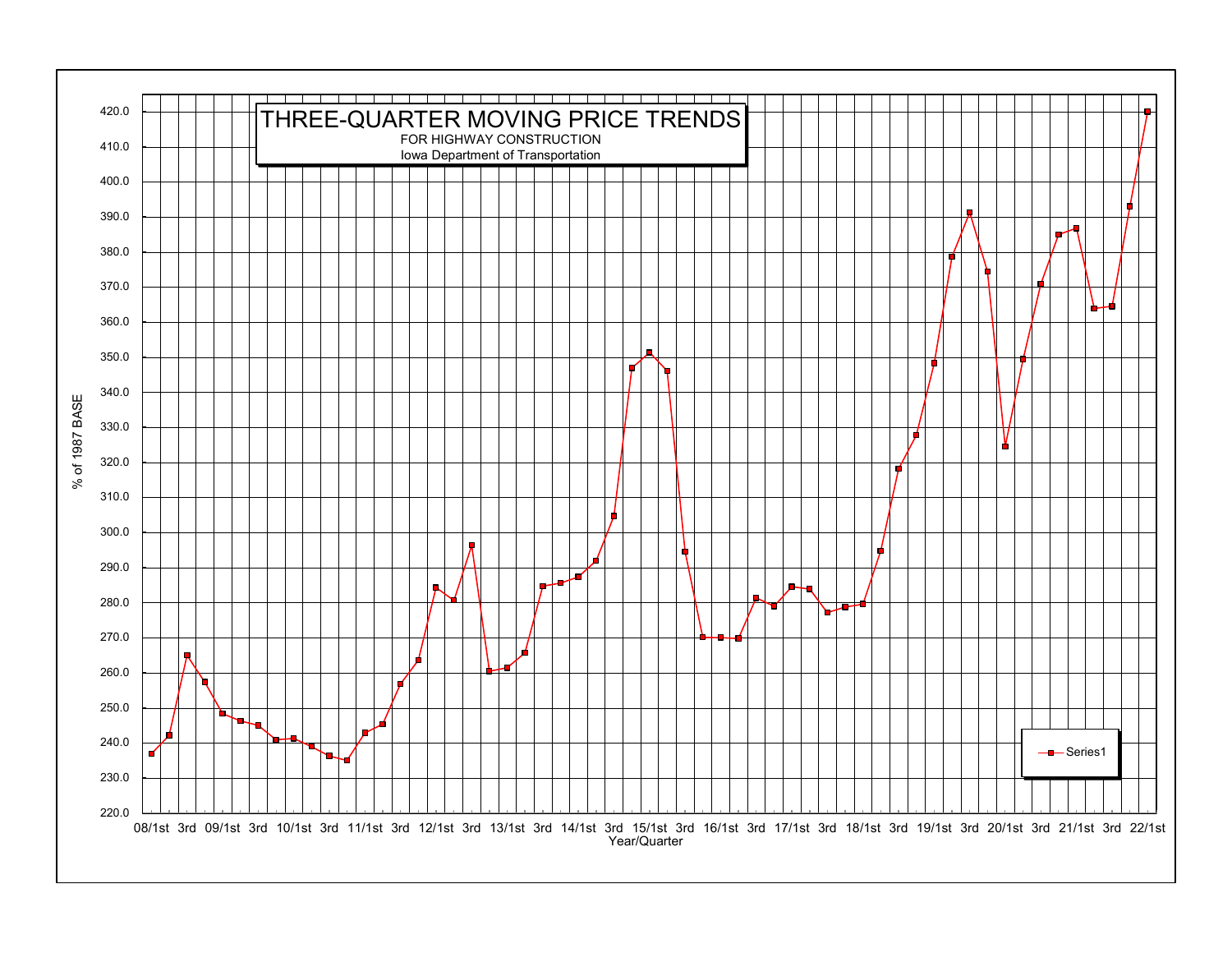# THREE-QUARTER MOVING PRICE TRENDS

FOR HIGHWAY CONSTRUCTION

Iowa Department of Transportation

% of 1987 BASE

420.0
410.0
400.0
390.0
380.0
370.0
360.0
350.0
340.0
330.0
320.0
310.0
300.0
290.0
280.0
270.0
260.0
250.0
240.0
230.0
220.0

08/1st 3rd 09/1st 3rd 10/1st 3rd 11/1st 3rd 12/1st 3rd 13/1st 3rd 14/1st 3rd 15/1st 3rd 16/1st 3rd 17/1st 3rd 18/1st 3rd 19/1st 3rd 20/1st 3rd 21/1st 3rd 22/1st

Year/Quarter

Series1